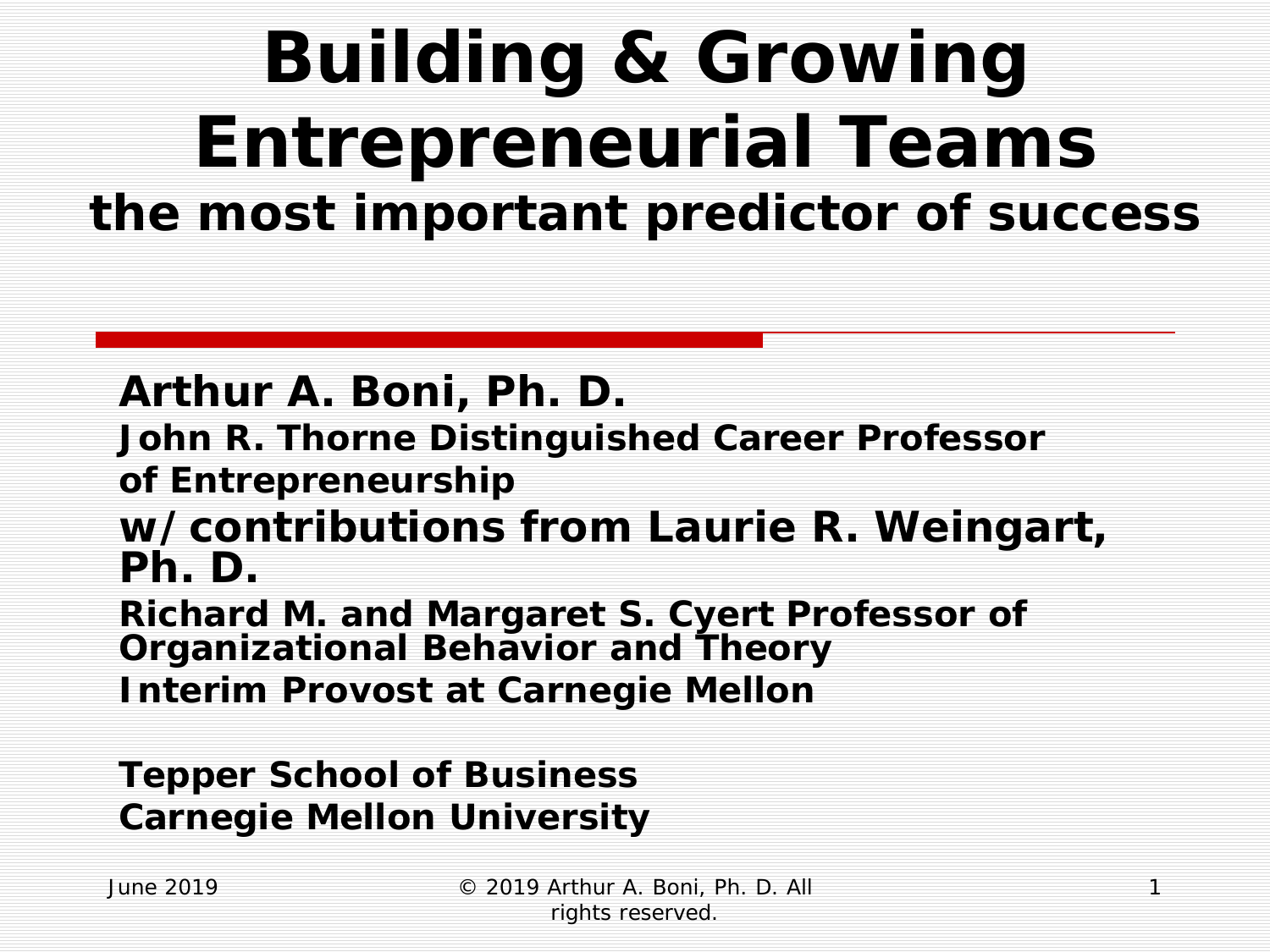# Building & Growing Entrepreneurial Teams

## the most important predictor of success

**Arthur A. Boni, Ph. D.**

**John R. Thorne Distinguished Career Professor of Entrepreneurship**

**w/ contributions from Laurie R. Weingart, Ph. D.**

**Richard M. and Margaret S. Cyert Professor of Organizational Behavior and Theory**

**Interim Provost at Carnegie Mellon**

**Tepper School of Business**
**Carnegie Mellon University**

June 2019

© 2019 Arthur A. Boni, Ph. D. All rights reserved.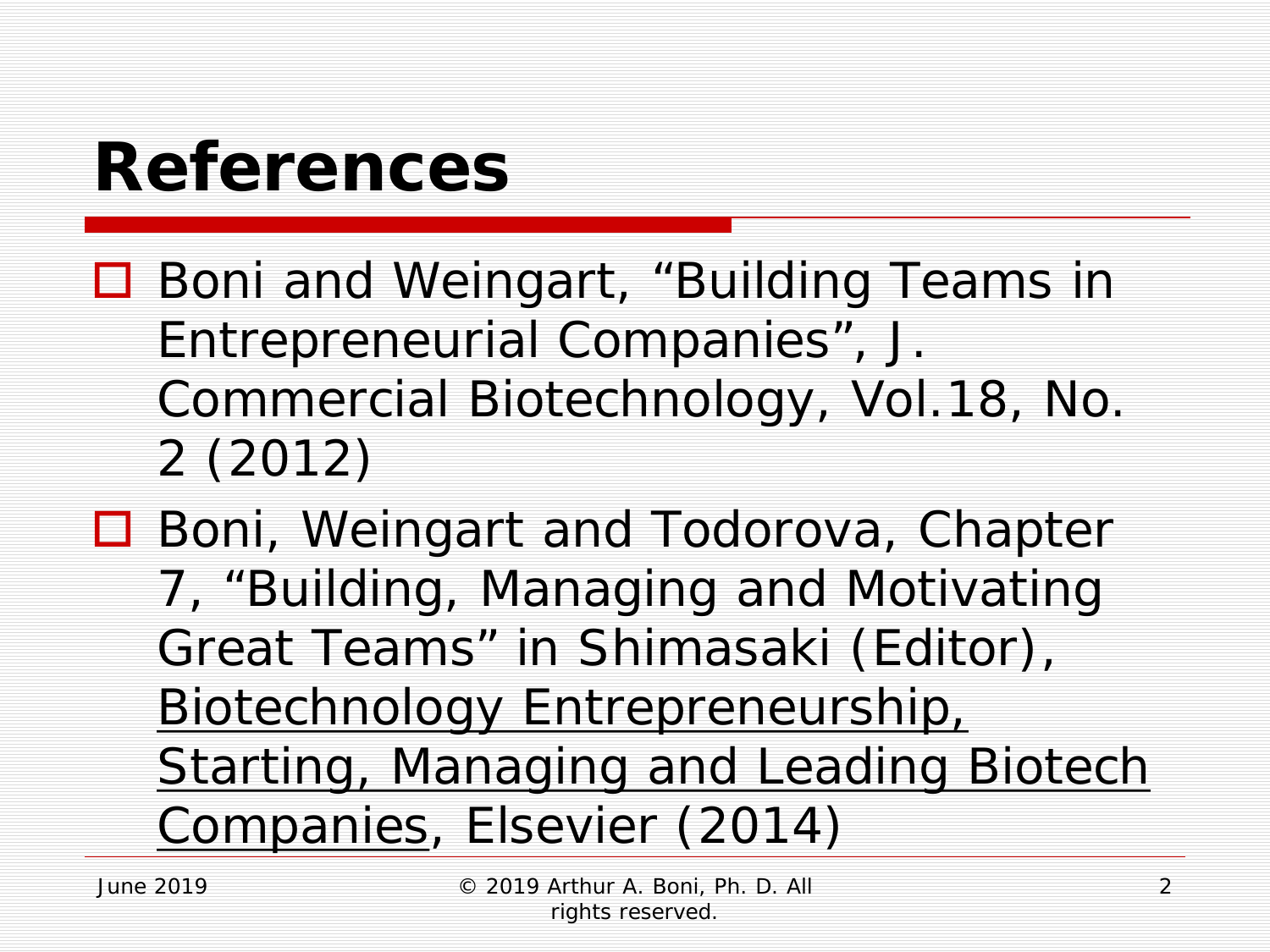# References

- Boni and Weingart, “Building Teams in Entrepreneurial Companies”, J. Commercial Biotechnology, Vol.18, No. 2 (2012)
- Boni, Weingart and Todorova, Chapter 7, “Building, Managing and Motivating Great Teams” in Shimasaki (Editor), <u>Biotechnology Entrepreneurship, Starting, Managing and Leading Biotech Companies</u>, Elsevier (2014)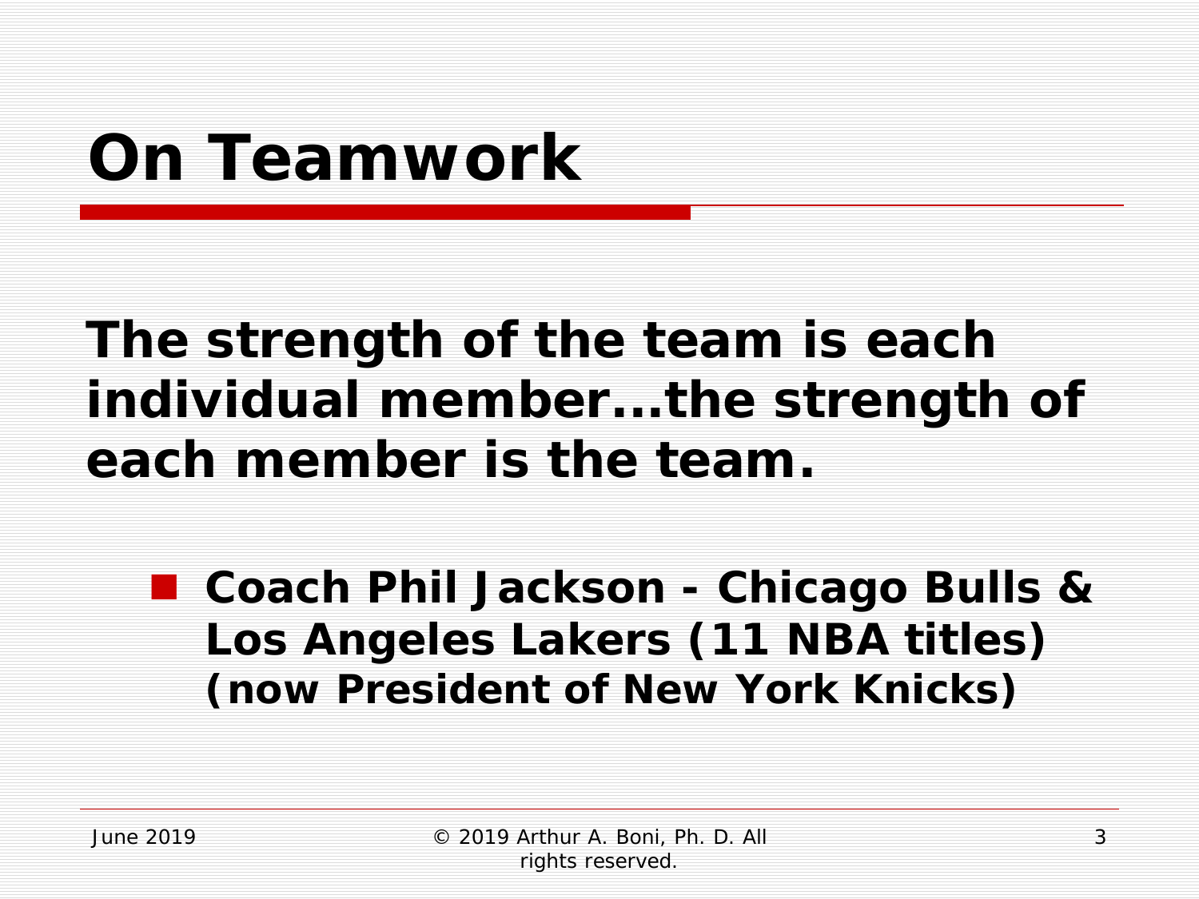# On Teamwork

**The strength of the team is each individual member...the strength of each member is the team.**

- **Coach Phil Jackson - Chicago Bulls & Los Angeles Lakers (11 NBA titles) (now President of New York Knicks)**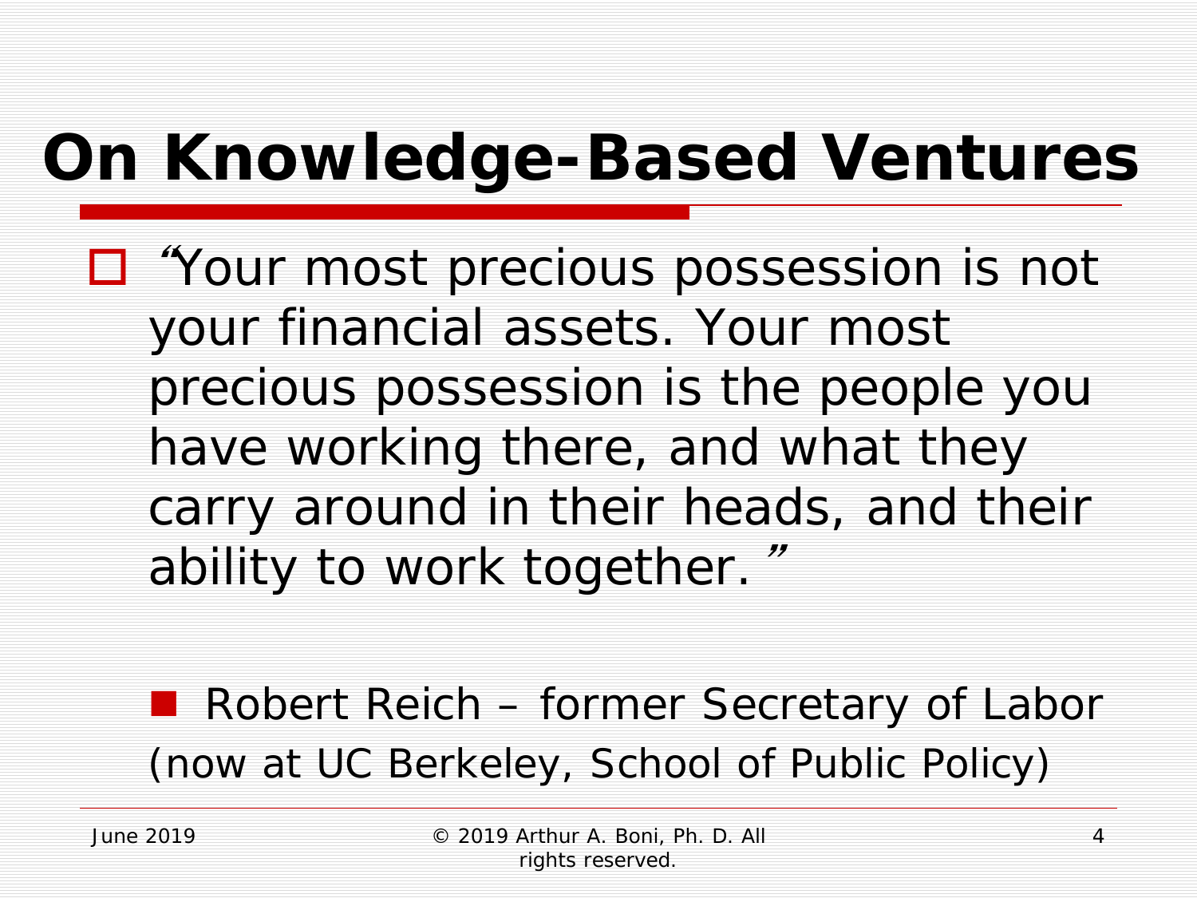# On Knowledge-Based Ventures

- "Your most precious possession is not your financial assets. Your most precious possession is the people you have working there, and what they carry around in their heads, and their ability to work together."

  - Robert Reich – former Secretary of Labor (now at UC Berkeley, School of Public Policy)

June 2019 © 2019 Arthur A. Boni, Ph. D. All rights reserved.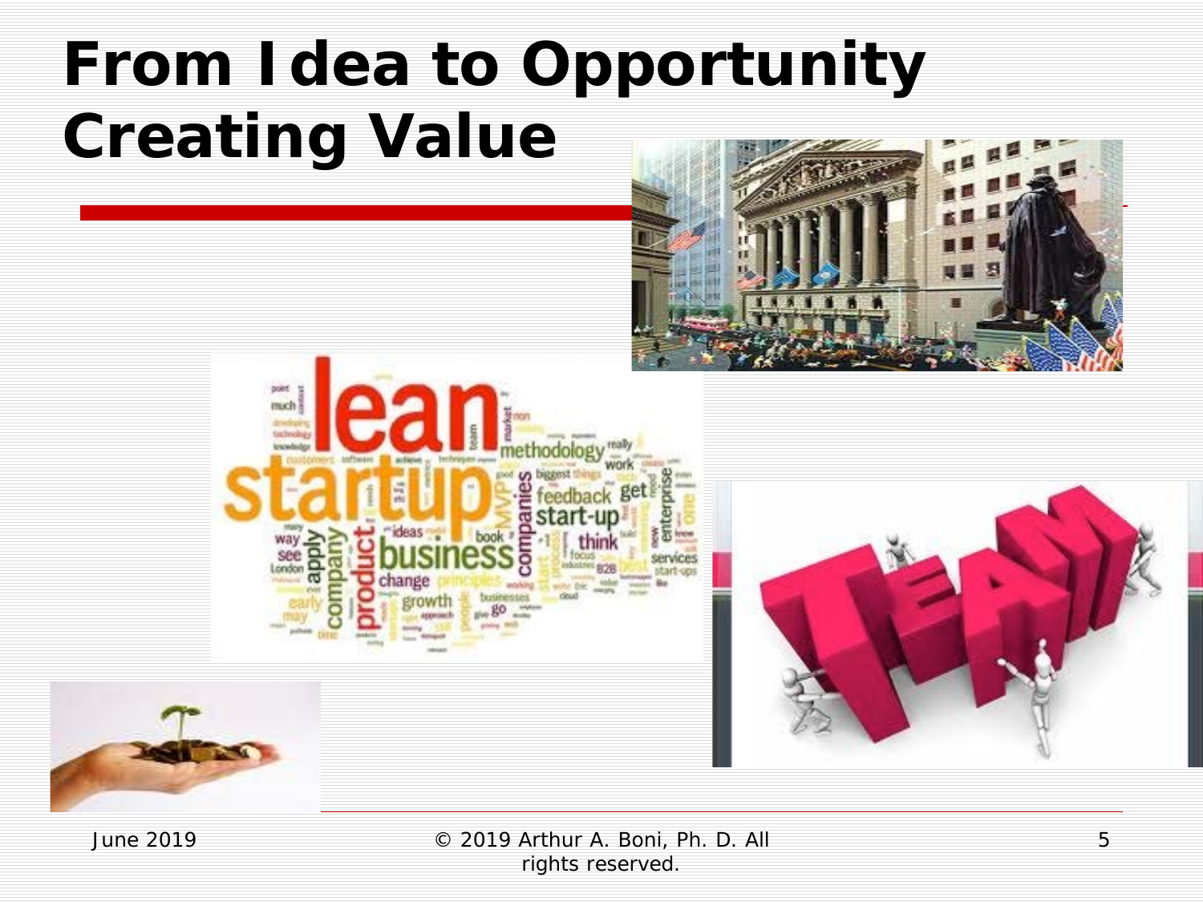# From Idea to Opportunity Creating Value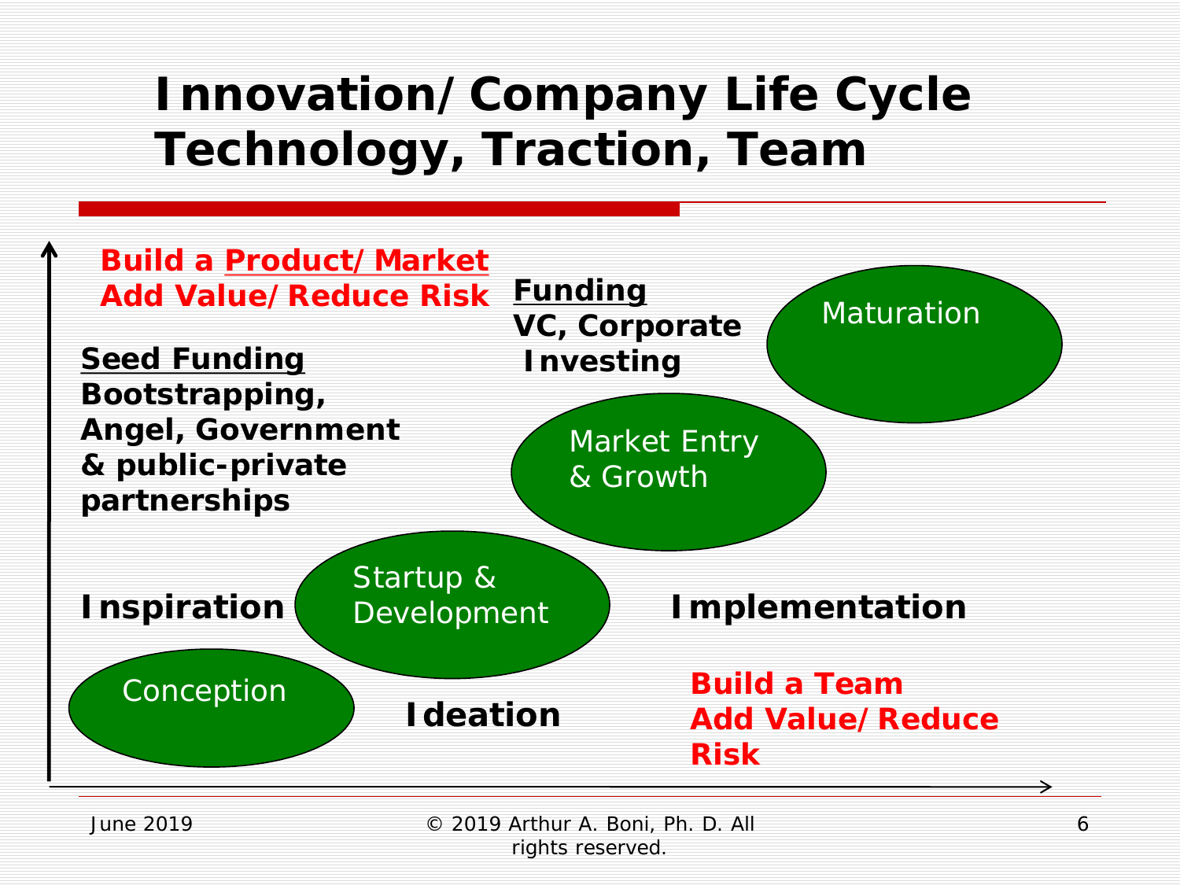# Innovation/Company Life Cycle
# Technology, Traction, Team

**Build a Product/Market**
**Add Value/Reduce Risk**

**Funding**
**VC, Corporate Investing**

Maturation

**Seed Funding**
**Bootstrapping, Angel, Government & public-private partnerships**

Market Entry & Growth

Startup & Development

**Inspiration**

**Implementation**

Conception

**Ideation**

**Build a Team**
**Add Value/Reduce Risk**

June 2019

© 2019 Arthur A. Boni, Ph. D. All rights reserved.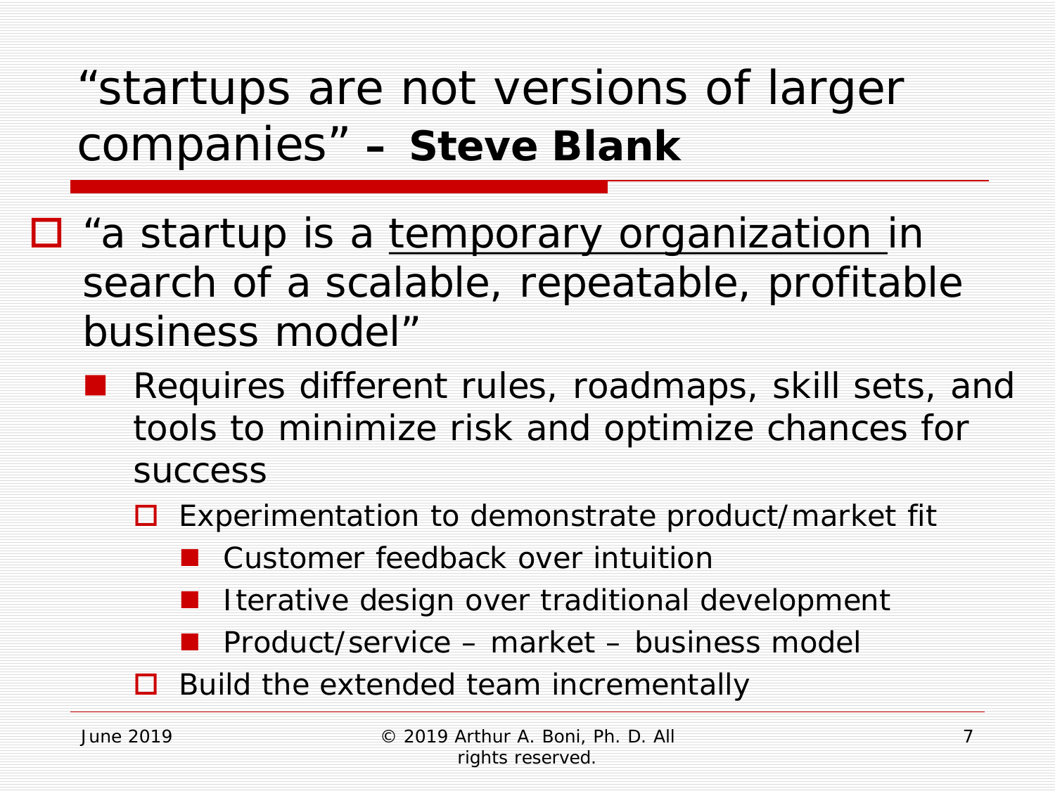# "startups are not versions of larger companies" – **Steve Blank**

- "a startup is a <u>temporary organization</u> in search of a scalable, repeatable, profitable business model"
  - Requires different rules, roadmaps, skill sets, and tools to minimize risk and optimize chances for success
    - Experimentation to demonstrate product/market fit
      - Customer feedback over intuition
      - Iterative design over traditional development
      - Product/service – market – business model
    - Build the extended team incrementally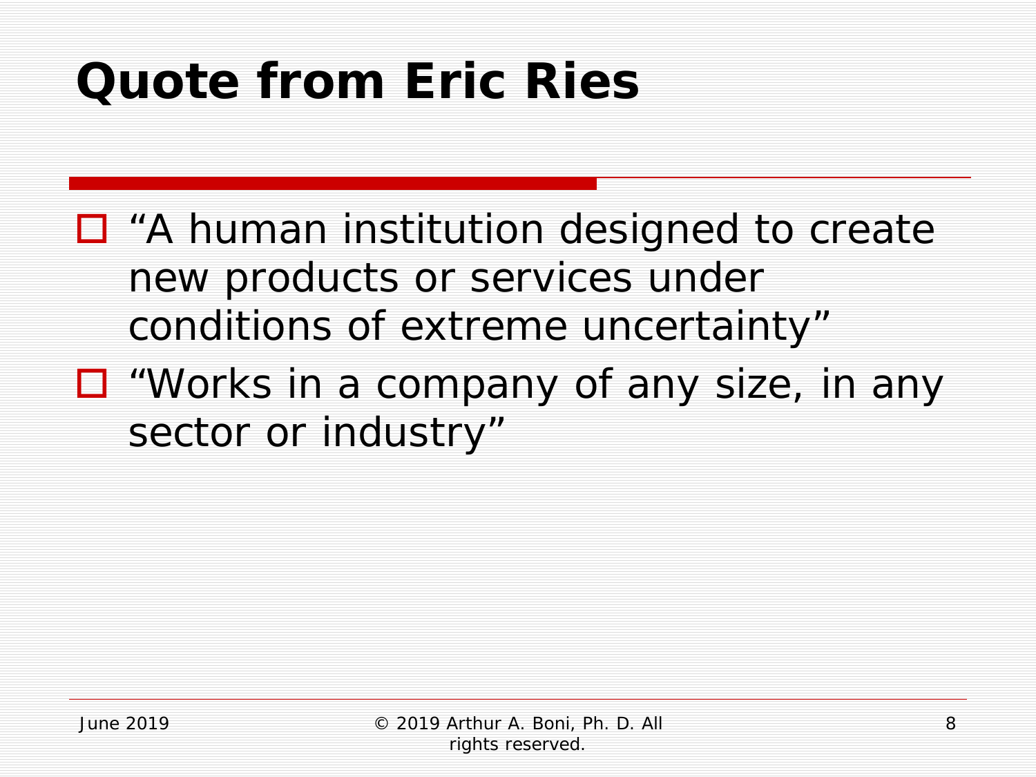# Quote from Eric Ries

- "A human institution designed to create new products or services under conditions of extreme uncertainty"
- "Works in a company of any size, in any sector or industry"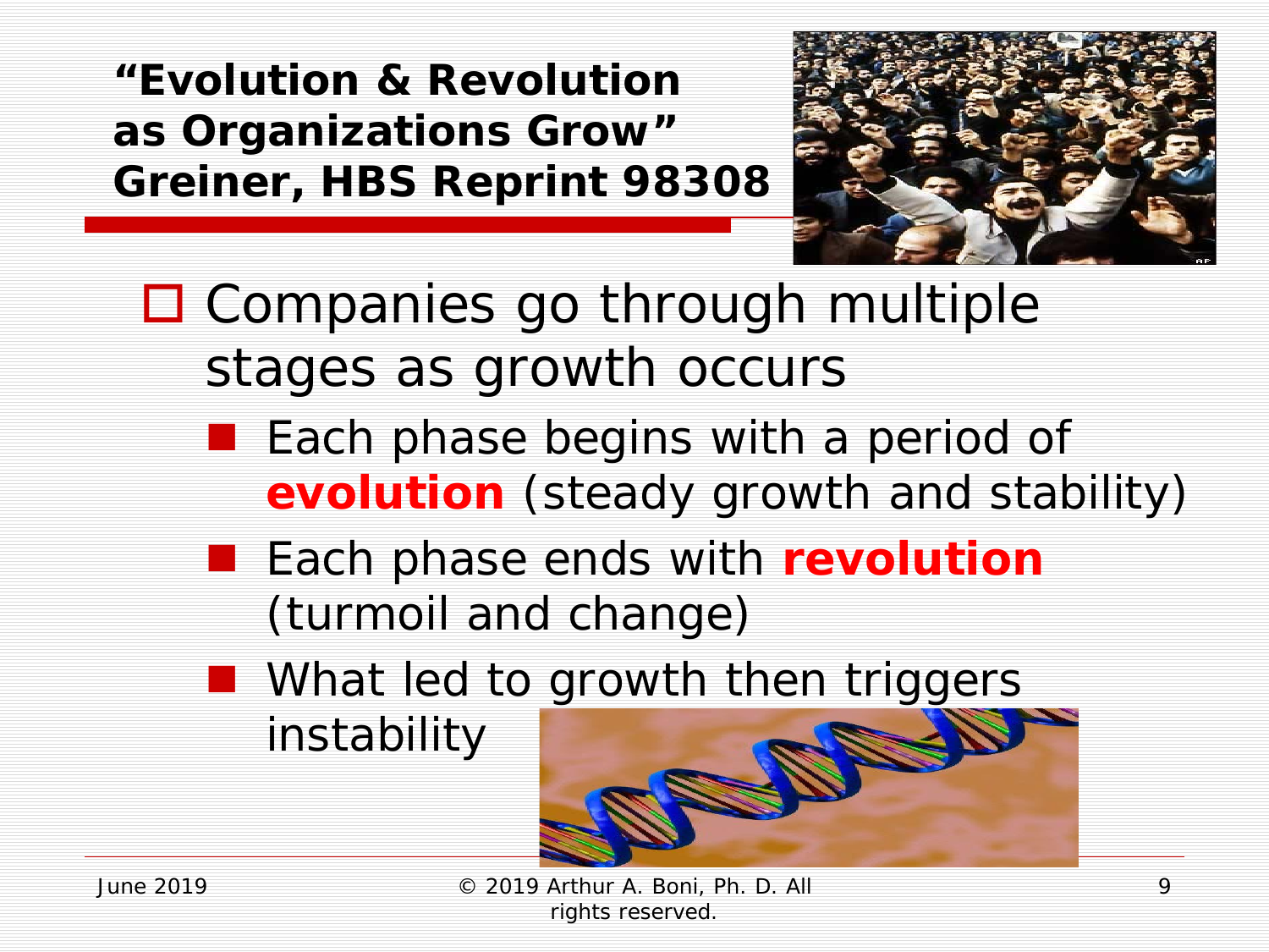# "Evolution & Revolution as Organizations Grow" Greiner, HBS Reprint 98308

- Companies go through multiple stages as growth occurs
  - Each phase begins with a period of **evolution** (steady growth and stability)
  - Each phase ends with **revolution** (turmoil and change)
  - What led to growth then triggers instability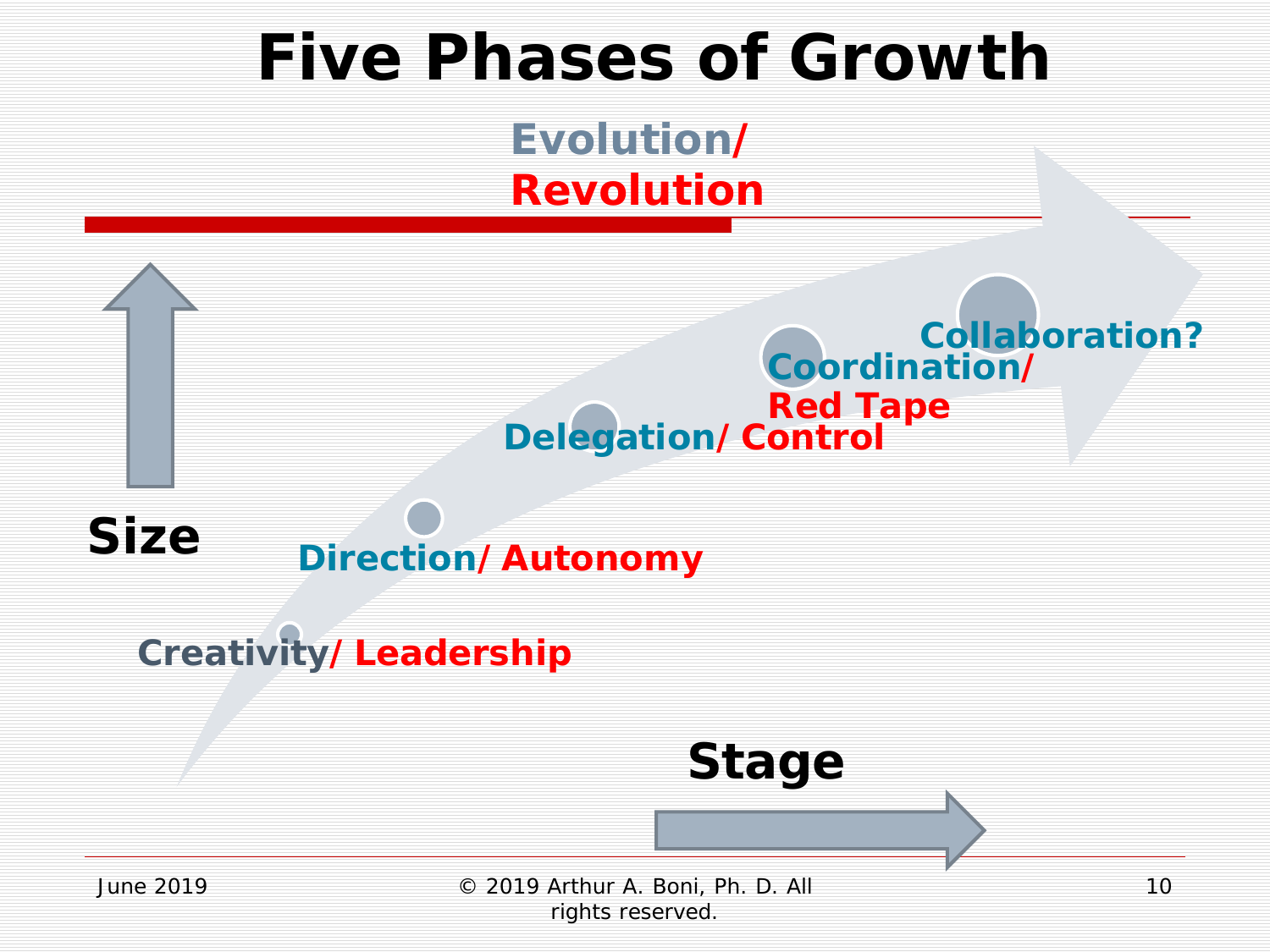# Five Phases of Growth

**Evolution/ Revolution**

**Size**

**Creativity/ Leadership**

**Direction/ Autonomy**

**Delegation/ Control**

**Coordination/ Red Tape**

**Collaboration?**

**Stage**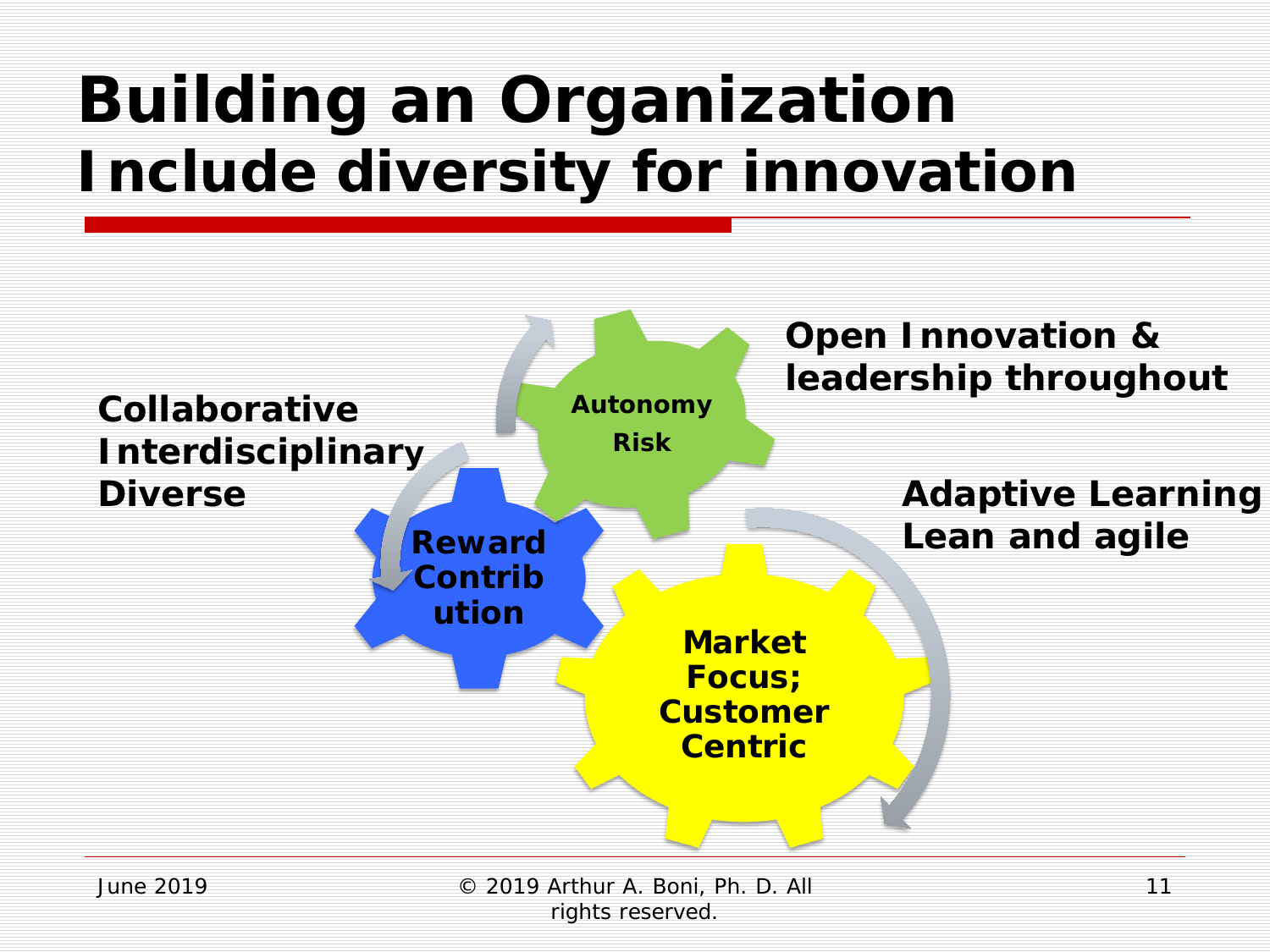# Building an Organization
# Include diversity for innovation

**Collaborative**
**Interdisciplinary**
**Diverse**

**Open Innovation & leadership throughout**

**Autonomy**
**Risk**

**Reward Contribution**

**Adaptive Learning**
**Lean and agile**

**Market Focus; Customer Centric**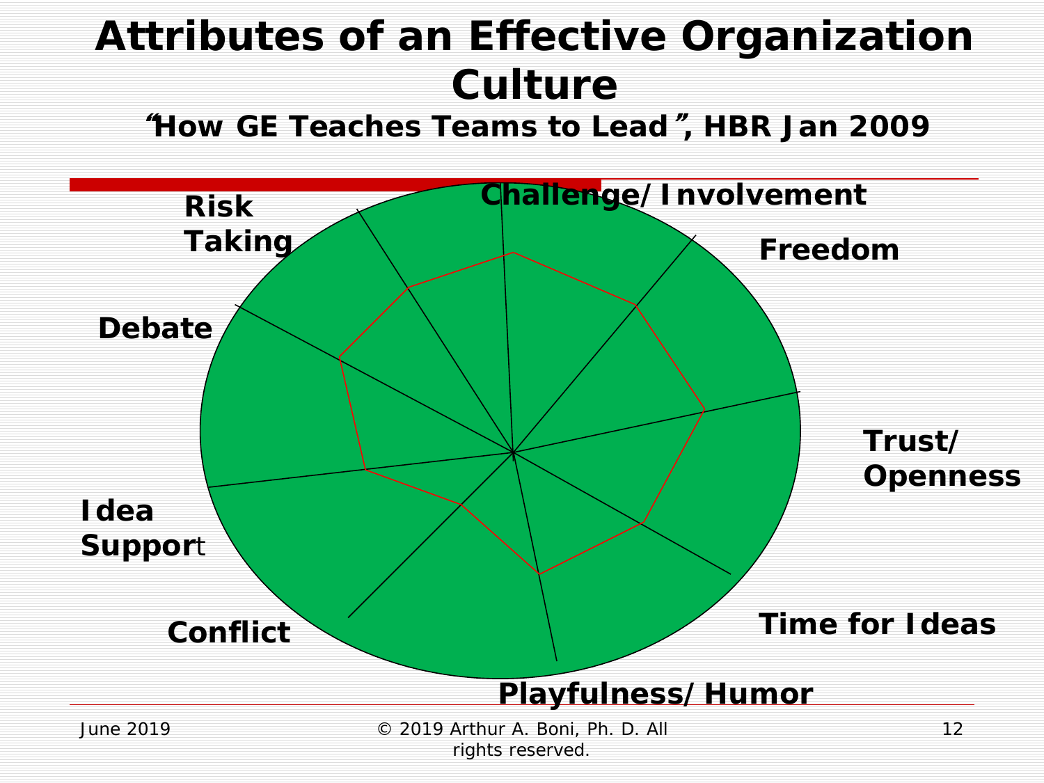# Attributes of an Effective Organization Culture

**"How GE Teaches Teams to Lead", HBR Jan 2009**

- Challenge/Involvement
- Freedom
- Trust/Openness
- Time for Ideas
- Playfulness/Humor
- Conflict
- Idea Support
- Debate
- Risk Taking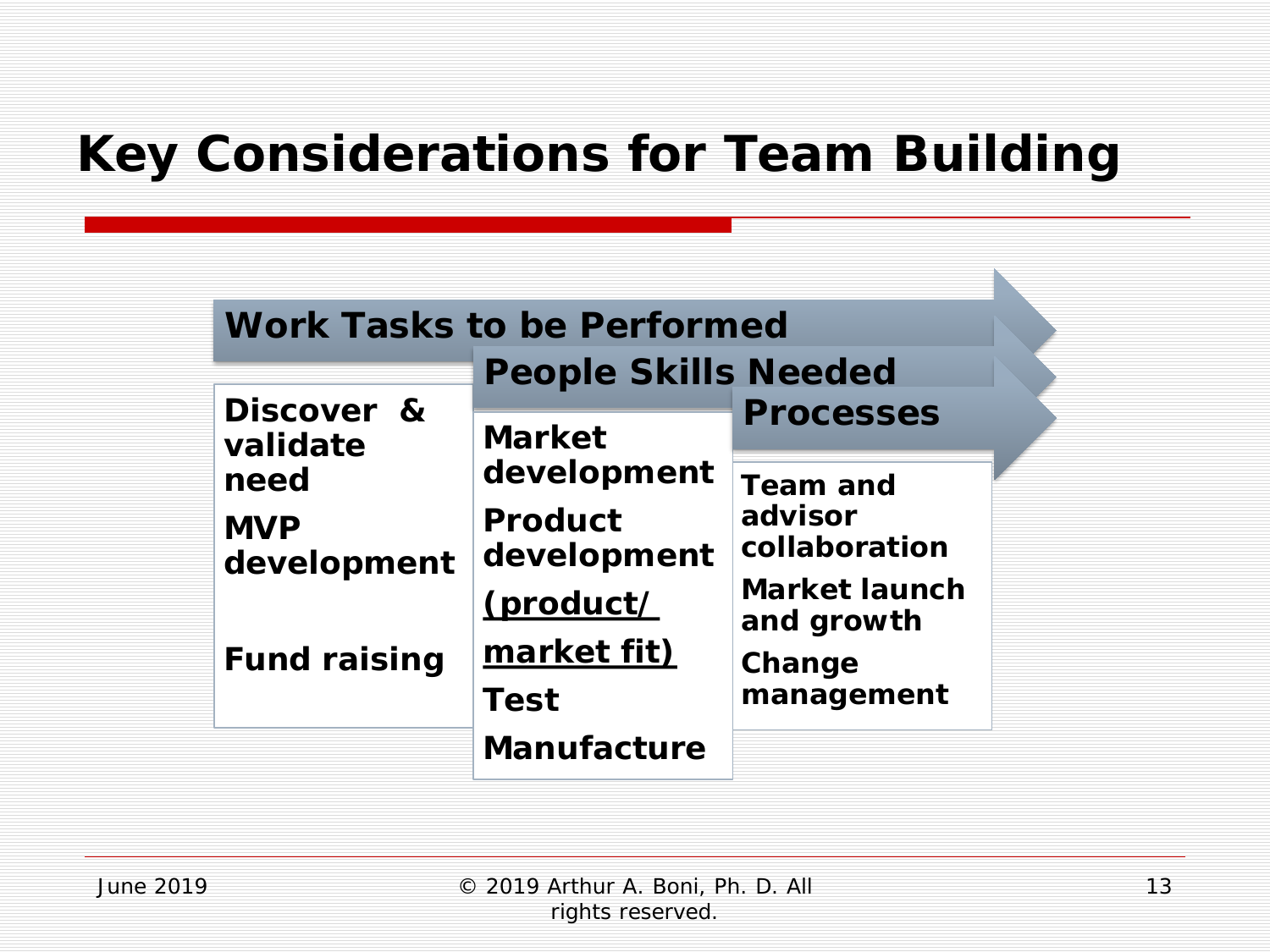# Key Considerations for Team Building

**Work Tasks to be Performed**

- Discover & validate need
- MVP development
- Fund raising

**People Skills Needed**

- Market development
- Product development
- (product/ market fit)
- Test
- Manufacture

**Processes**

- Team and advisor collaboration
- Market launch and growth
- Change management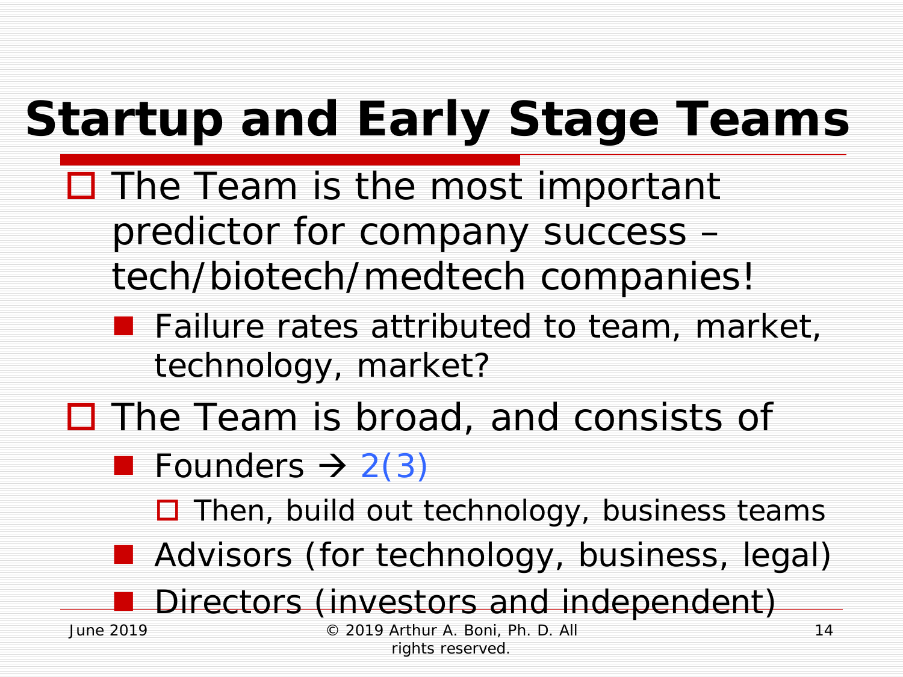# Startup and Early Stage Teams

- The Team is the most important predictor for company success – tech/biotech/medtech companies!
  - Failure rates attributed to team, market, technology, market?
- The Team is broad, and consists of
  - Founders → 2(3)
    - Then, build out technology, business teams
  - Advisors (for technology, business, legal)
  - Directors (investors and independent)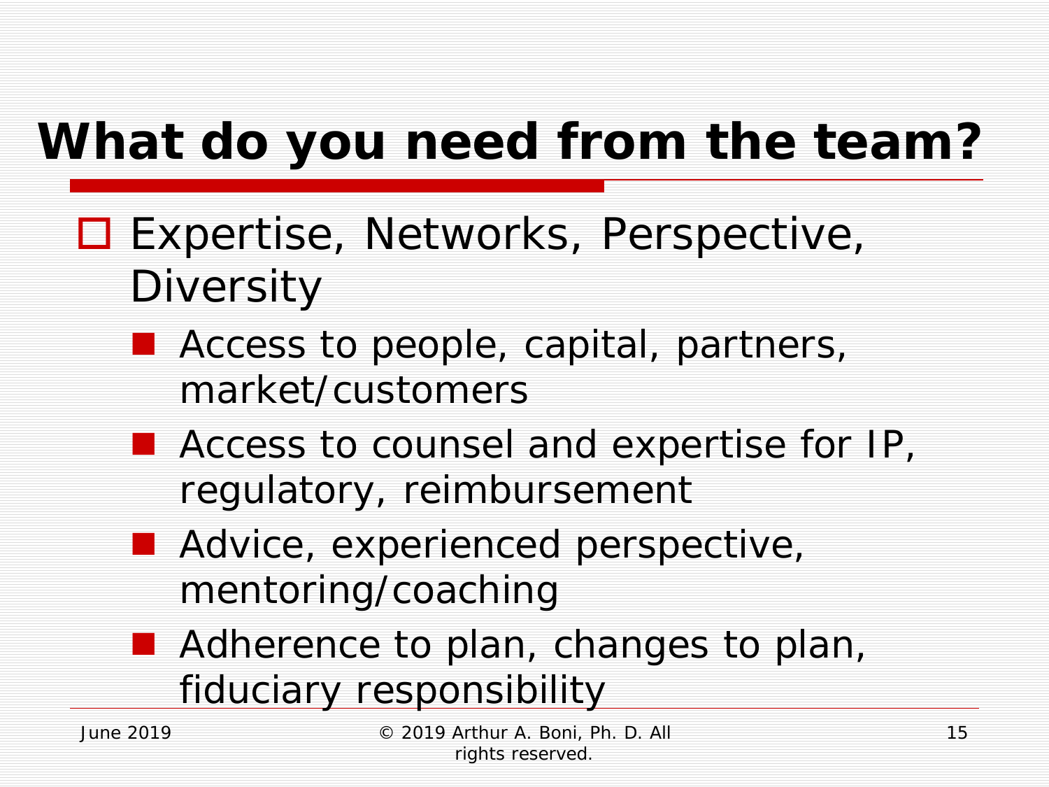# What do you need from the team?

- Expertise, Networks, Perspective, Diversity
  - Access to people, capital, partners, market/customers
  - Access to counsel and expertise for IP, regulatory, reimbursement
  - Advice, experienced perspective, mentoring/coaching
  - Adherence to plan, changes to plan, fiduciary responsibility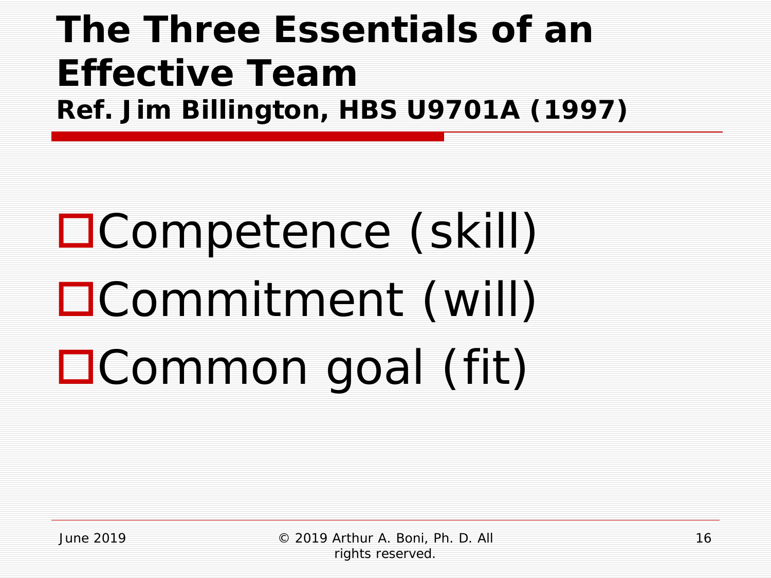# The Three Essentials of an Effective Team

**Ref. Jim Billington, HBS U9701A (1997)**

- Competence (skill)
- Commitment (will)
- Common goal (fit)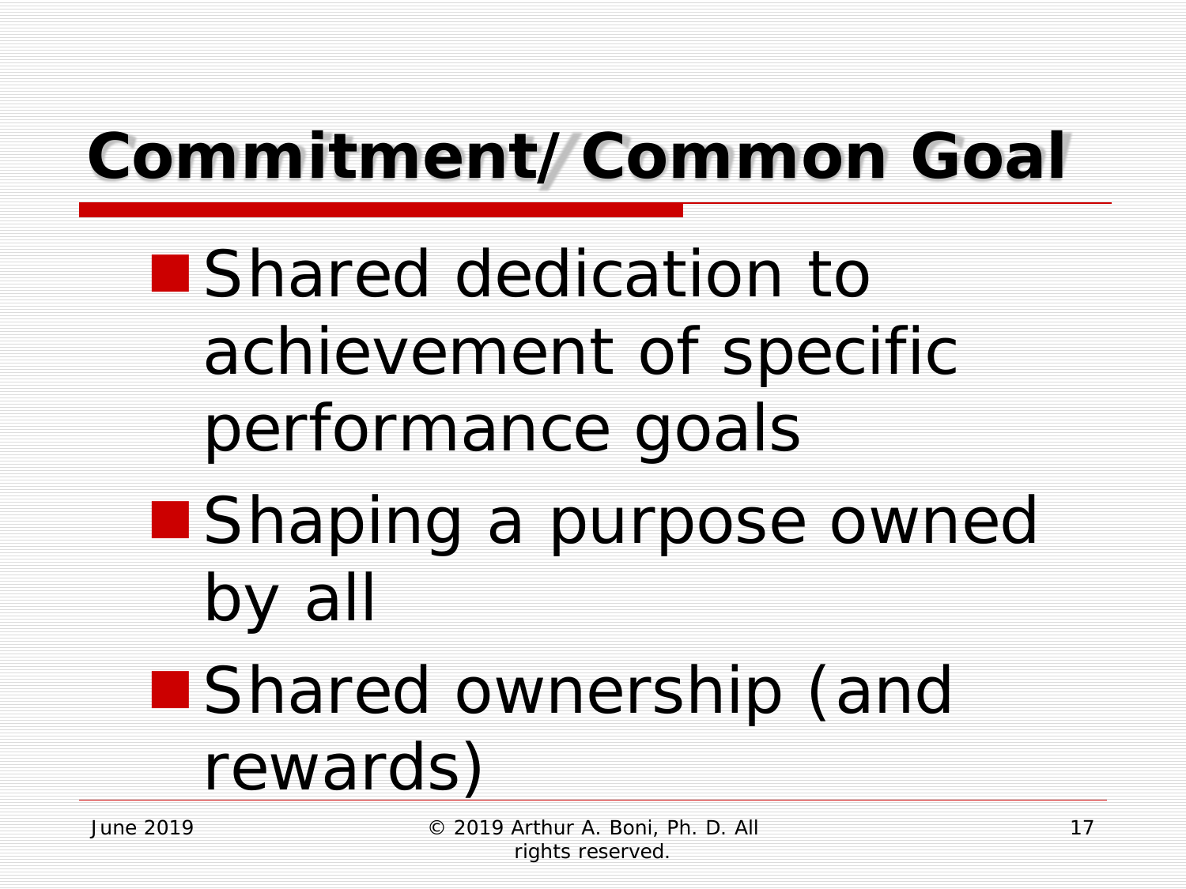# Commitment/ Common Goal

- Shared dedication to achievement of specific performance goals
- Shaping a purpose owned by all
- Shared ownership (and rewards)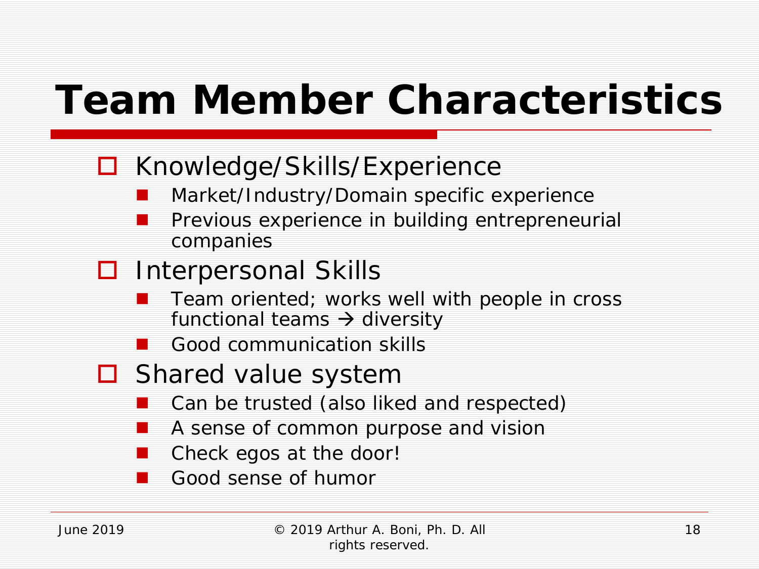# Team Member Characteristics

- Knowledge/Skills/Experience
  - Market/Industry/Domain specific experience
  - Previous experience in building entrepreneurial companies
- Interpersonal Skills
  - Team oriented; works well with people in cross functional teams → diversity
  - Good communication skills
- Shared value system
  - Can be trusted (also liked and respected)
  - A sense of common purpose and vision
  - Check egos at the door!
  - Good sense of humor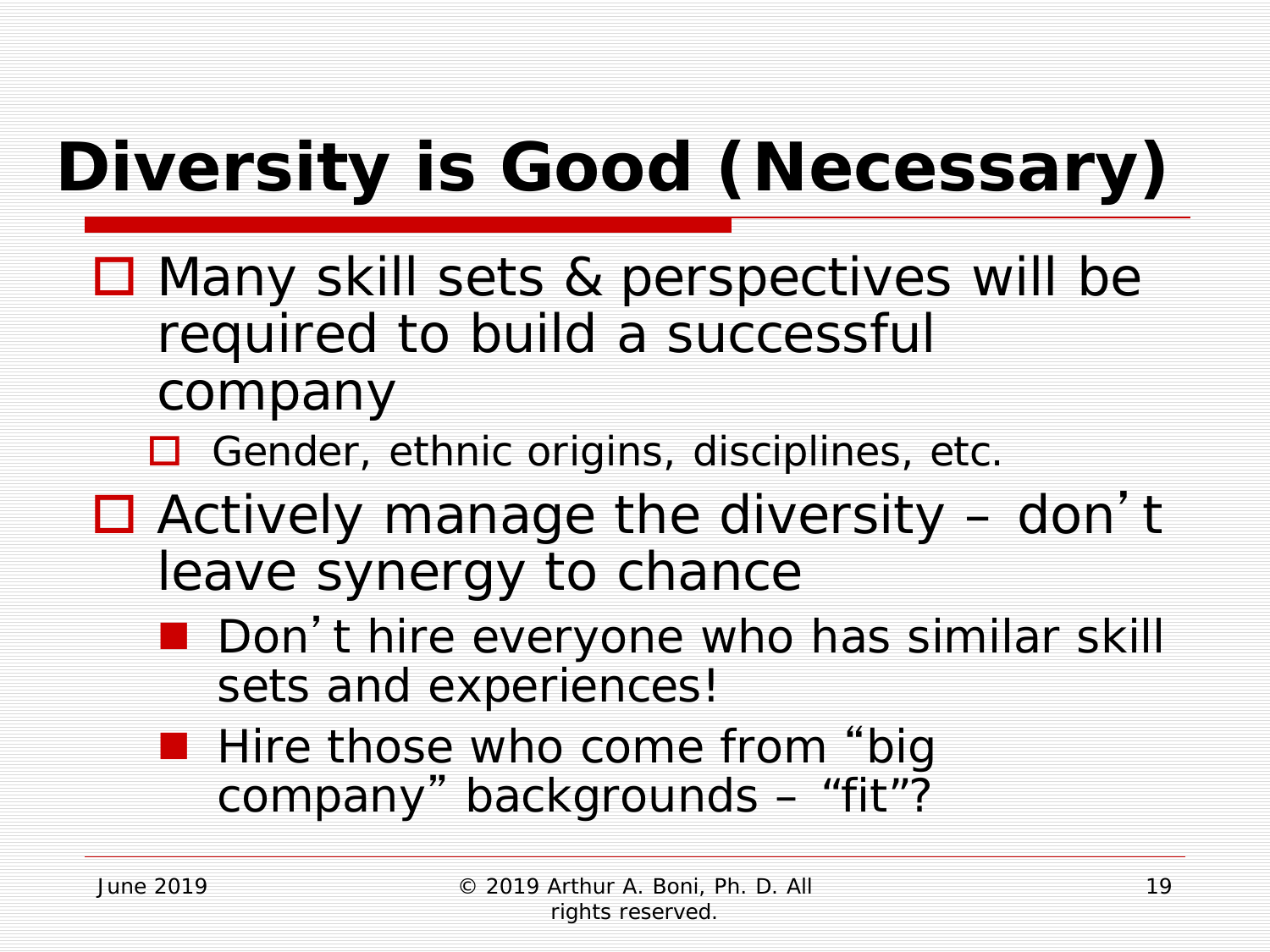# Diversity is Good (Necessary)

- Many skill sets & perspectives will be required to build a successful company
  - Gender, ethnic origins, disciplines, etc.
- Actively manage the diversity – don't leave synergy to chance
  - Don't hire everyone who has similar skill sets and experiences!
  - Hire those who come from "big company" backgrounds – "fit"?

June 2019

© 2019 Arthur A. Boni, Ph. D. All rights reserved.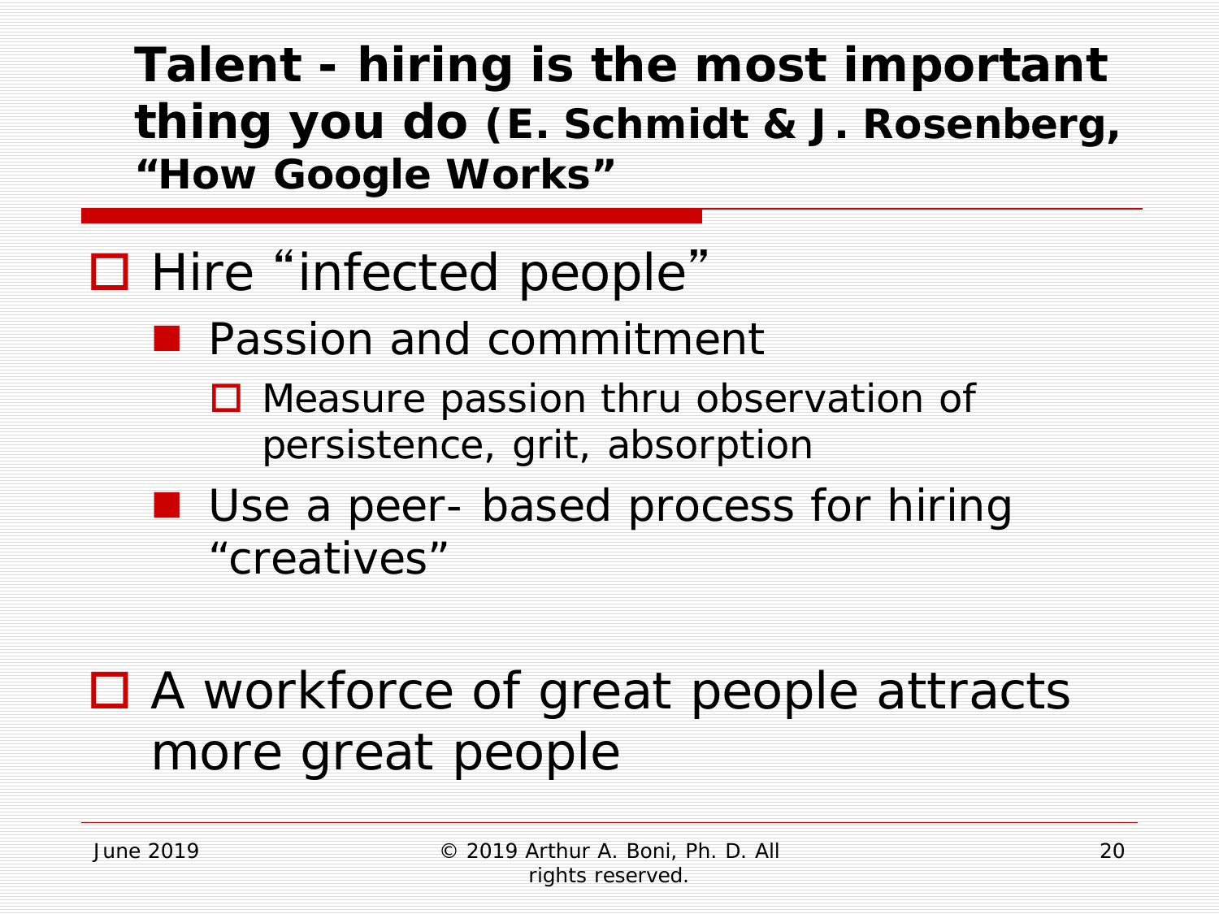## Talent - hiring is the most important thing you do (E. Schmidt & J. Rosenberg, "How Google Works"

- Hire "infected people"
  - Passion and commitment
    - Measure passion thru observation of persistence, grit, absorption
  - Use a peer- based process for hiring "creatives"

- A workforce of great people attracts more great people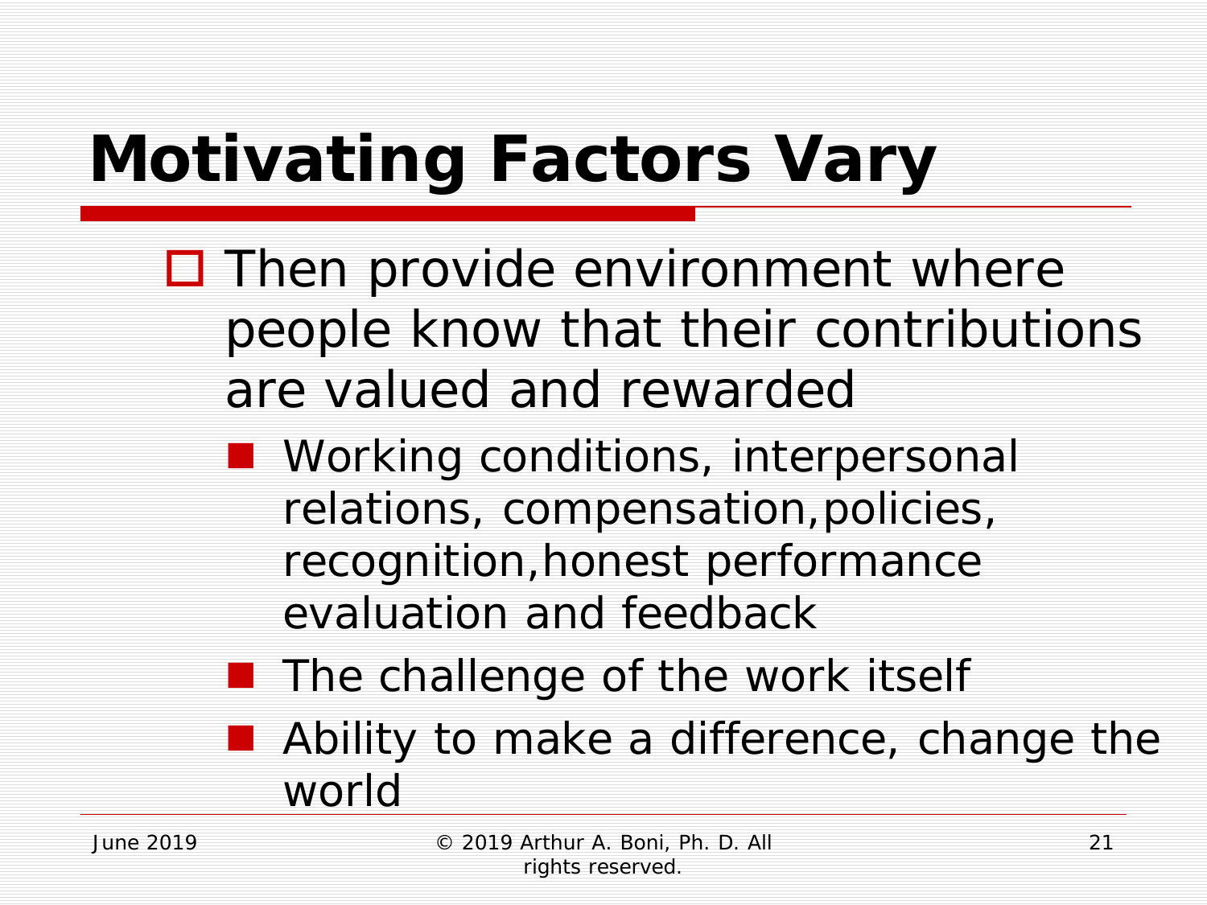# Motivating Factors Vary

- Then provide environment where people know that their contributions are valued and rewarded
  - Working conditions, interpersonal relations, compensation,policies, recognition,honest performance evaluation and feedback
  - The challenge of the work itself
  - Ability to make a difference, change the world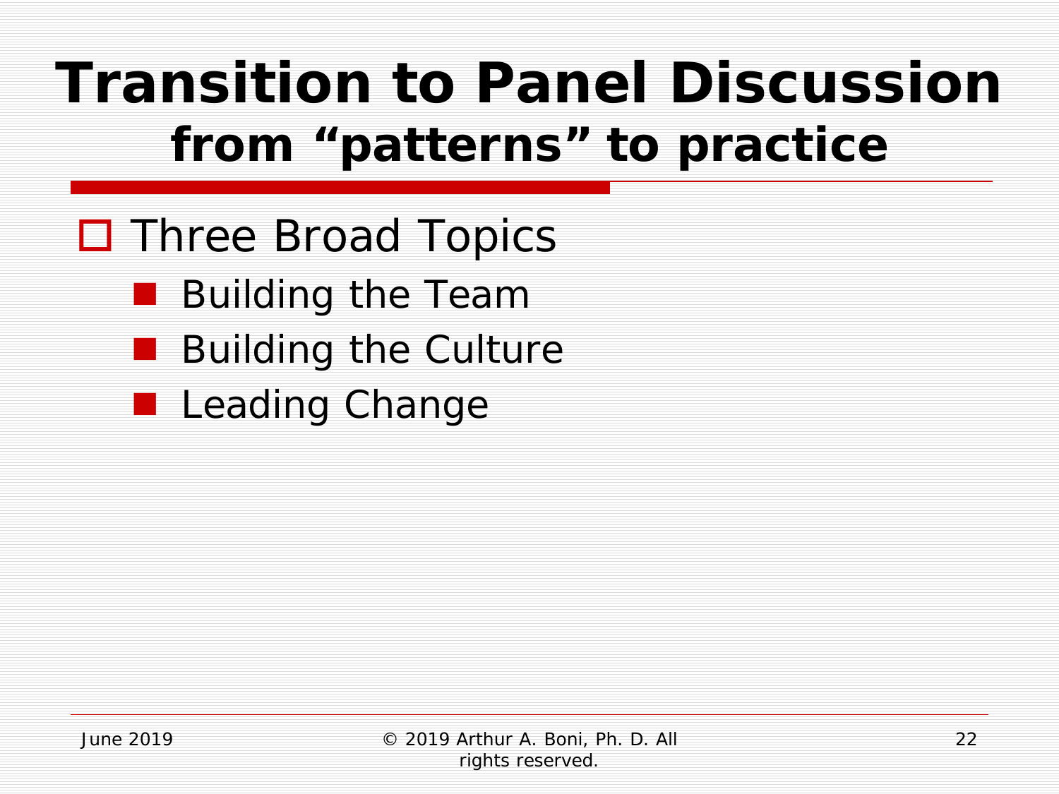# Transition to Panel Discussion

## from "patterns" to practice

- Three Broad Topics
  - Building the Team
  - Building the Culture
  - Leading Change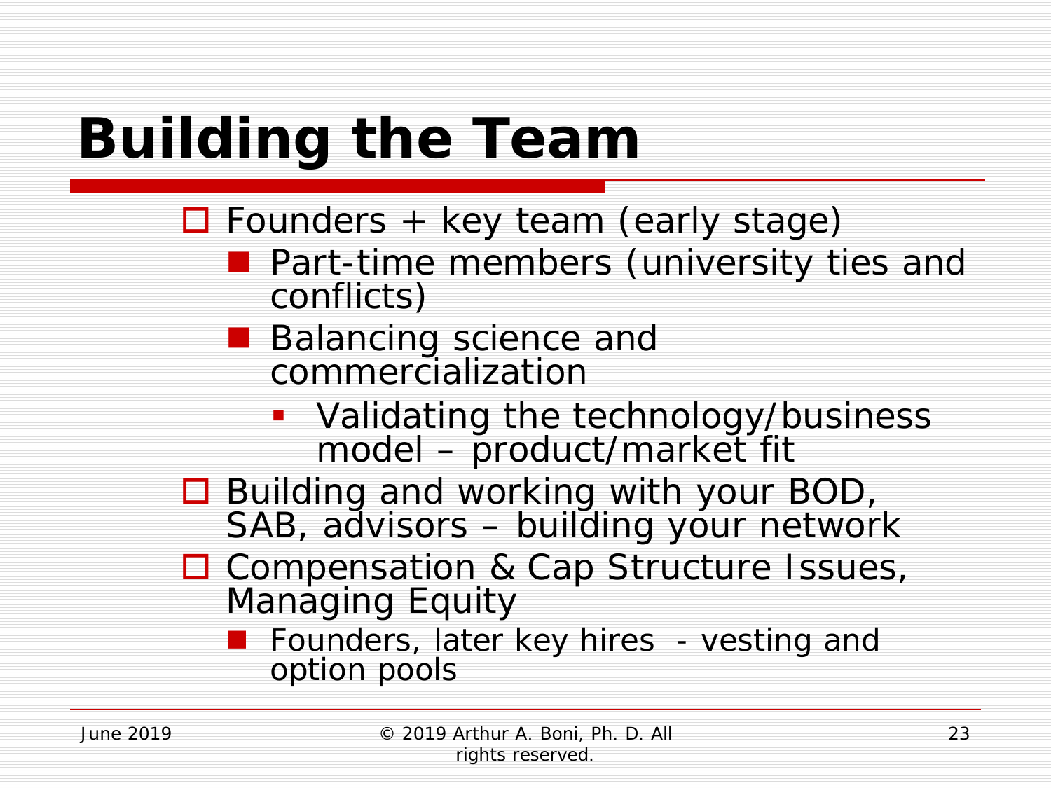# Building the Team

- Founders + key team (early stage)
  - Part-time members (university ties and conflicts)
  - Balancing science and commercialization
    - Validating the technology/business model – product/market fit
- Building and working with your BOD, SAB, advisors – building your network
- Compensation & Cap Structure Issues, Managing Equity
  - Founders, later key hires - vesting and option pools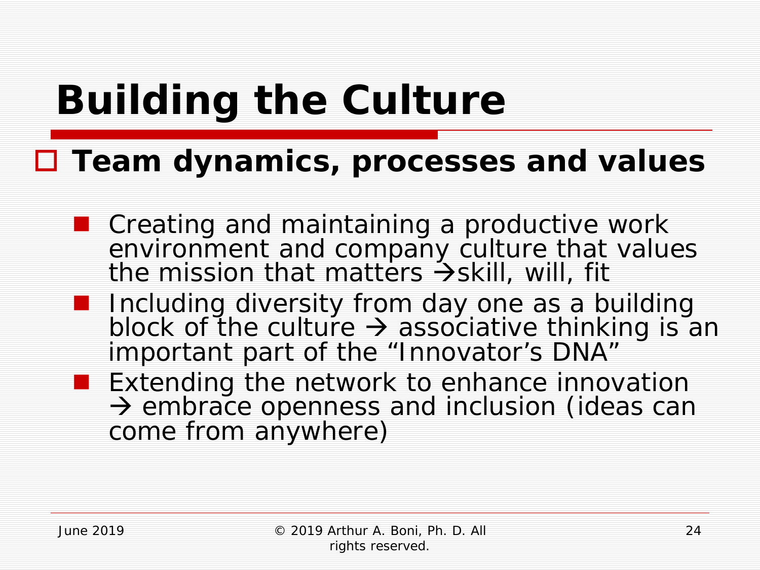# Building the Culture

- **Team dynamics, processes and values**
  - Creating and maintaining a productive work environment and company culture that values the mission that matters → skill, will, fit
  - Including diversity from day one as a building block of the culture → associative thinking is an important part of the "Innovator's DNA"
  - Extending the network to enhance innovation → embrace openness and inclusion (ideas can come from anywhere)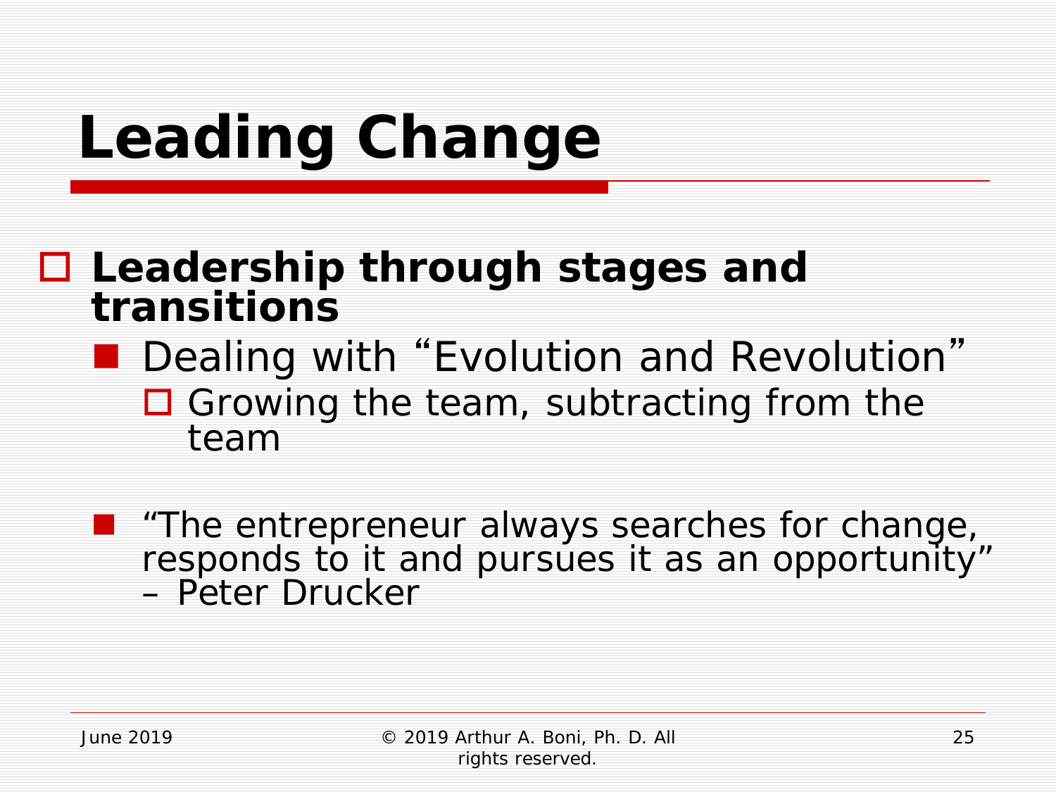# Leading Change

- **Leadership through stages and transitions**
  - Dealing with “Evolution and Revolution”
    - Growing the team, subtracting from the team

  - “The entrepreneur always searches for change, responds to it and pursues it as an opportunity” – Peter Drucker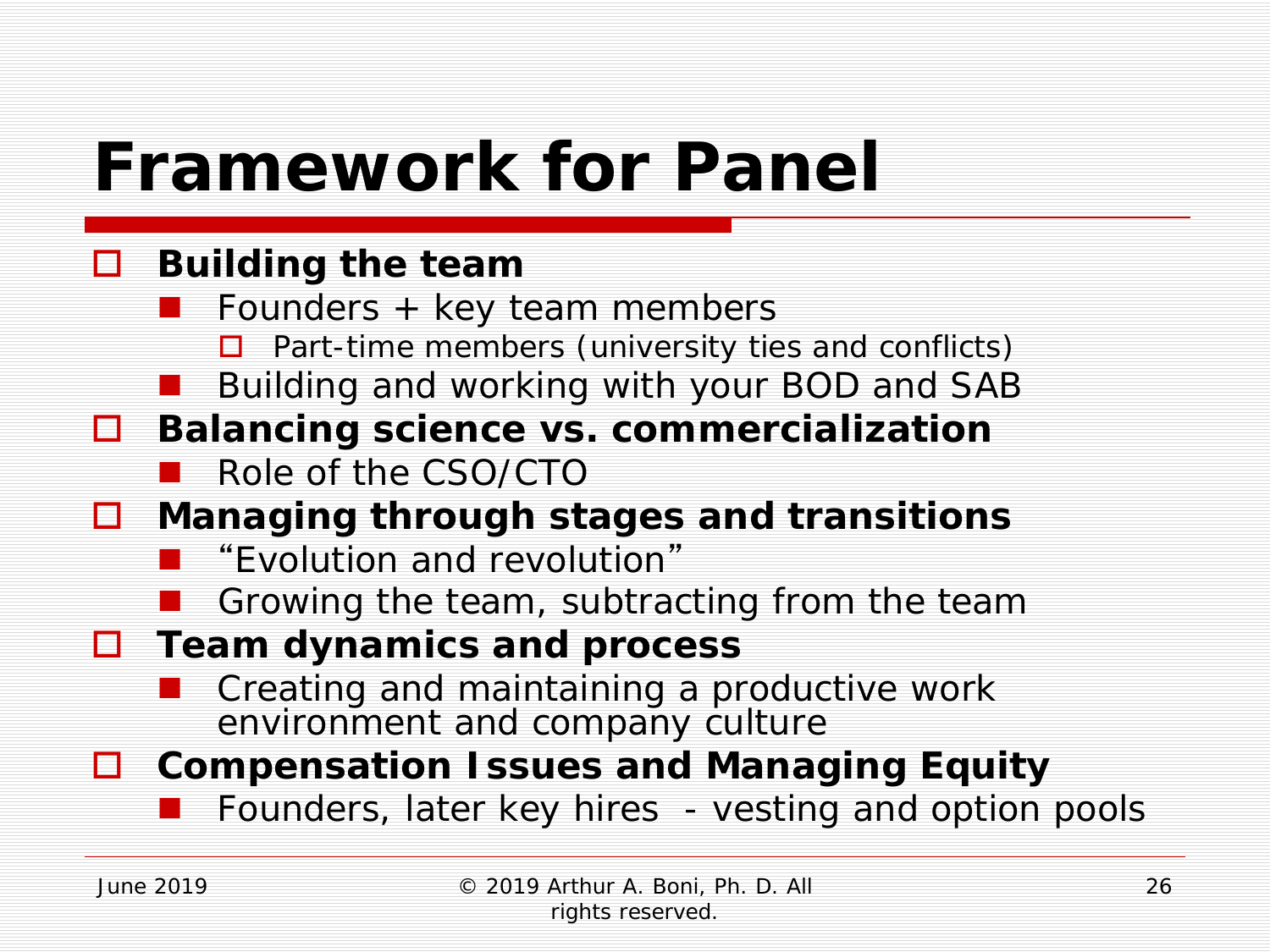# Framework for Panel

- **Building the team**
  - Founders + key team members
    - Part-time members (university ties and conflicts)
  - Building and working with your BOD and SAB
- **Balancing science vs. commercialization**
  - Role of the CSO/CTO
- **Managing through stages and transitions**
  - "Evolution and revolution"
  - Growing the team, subtracting from the team
- **Team dynamics and process**
  - Creating and maintaining a productive work environment and company culture
- **Compensation Issues and Managing Equity**
  - Founders, later key hires - vesting and option pools